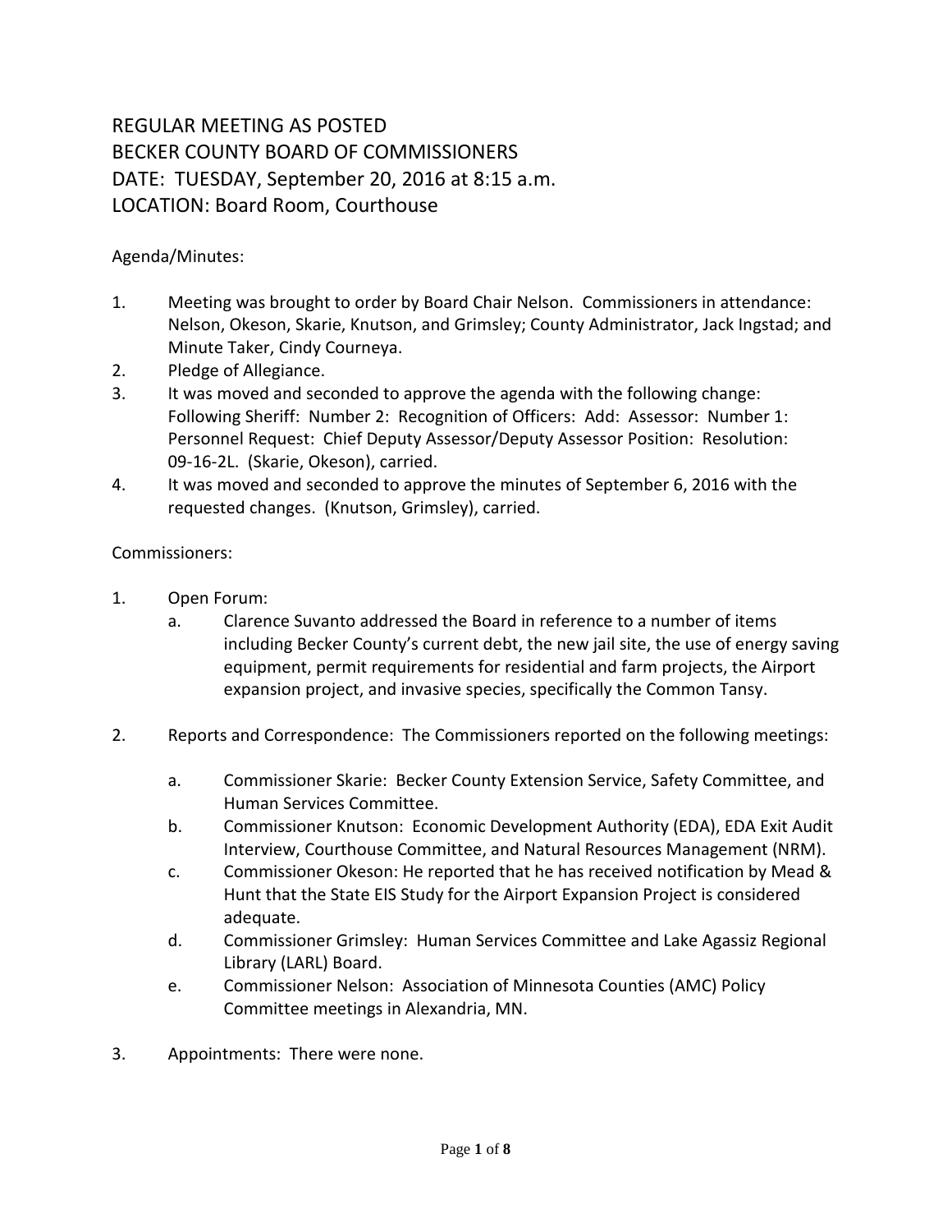# REGULAR MEETING AS POSTED
# BECKER COUNTY BOARD OF COMMISSIONERS
# DATE: TUESDAY, September 20, 2016 at 8:15 a.m.
# LOCATION: Board Room, Courthouse

Agenda/Minutes:

1. Meeting was brought to order by Board Chair Nelson. Commissioners in attendance: Nelson, Okeson, Skarie, Knutson, and Grimsley; County Administrator, Jack Ingstad; and Minute Taker, Cindy Courneya.
2. Pledge of Allegiance.
3. It was moved and seconded to approve the agenda with the following change: Following Sheriff: Number 2: Recognition of Officers: Add: Assessor: Number 1: Personnel Request: Chief Deputy Assessor/Deputy Assessor Position: Resolution: 09-16-2L. (Skarie, Okeson), carried.
4. It was moved and seconded to approve the minutes of September 6, 2016 with the requested changes. (Knutson, Grimsley), carried.

Commissioners:

1. Open Forum:
   a. Clarence Suvanto addressed the Board in reference to a number of items including Becker County's current debt, the new jail site, the use of energy saving equipment, permit requirements for residential and farm projects, the Airport expansion project, and invasive species, specifically the Common Tansy.

2. Reports and Correspondence: The Commissioners reported on the following meetings:

   a. Commissioner Skarie: Becker County Extension Service, Safety Committee, and Human Services Committee.
   b. Commissioner Knutson: Economic Development Authority (EDA), EDA Exit Audit Interview, Courthouse Committee, and Natural Resources Management (NRM).
   c. Commissioner Okeson: He reported that he has received notification by Mead & Hunt that the State EIS Study for the Airport Expansion Project is considered adequate.
   d. Commissioner Grimsley: Human Services Committee and Lake Agassiz Regional Library (LARL) Board.
   e. Commissioner Nelson: Association of Minnesota Counties (AMC) Policy Committee meetings in Alexandria, MN.

3. Appointments: There were none.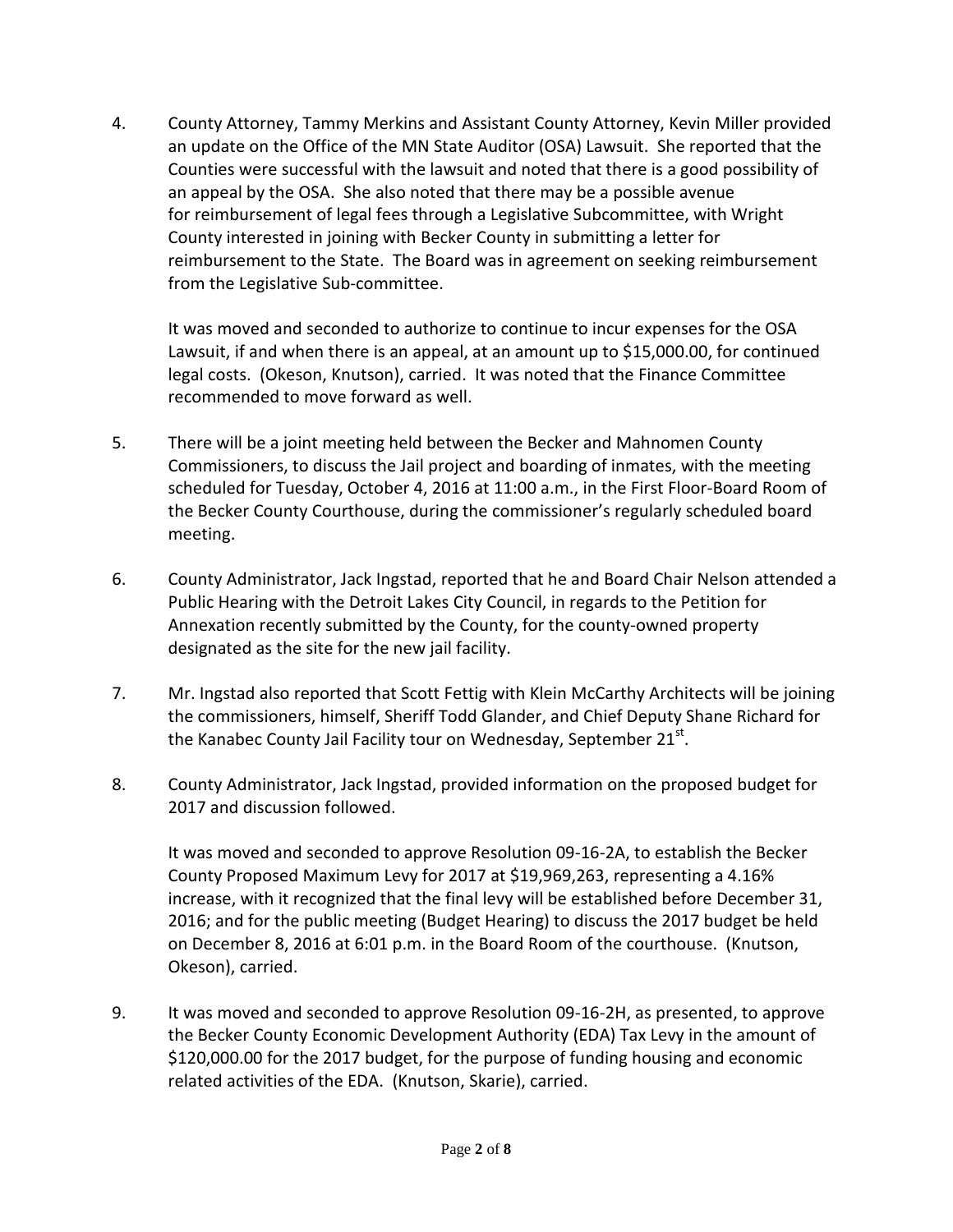4. County Attorney, Tammy Merkins and Assistant County Attorney, Kevin Miller provided an update on the Office of the MN State Auditor (OSA) Lawsuit. She reported that the Counties were successful with the lawsuit and noted that there is a good possibility of an appeal by the OSA. She also noted that there may be a possible avenue for reimbursement of legal fees through a Legislative Subcommittee, with Wright County interested in joining with Becker County in submitting a letter for reimbursement to the State. The Board was in agreement on seeking reimbursement from the Legislative Sub-committee.

   It was moved and seconded to authorize to continue to incur expenses for the OSA Lawsuit, if and when there is an appeal, at an amount up to $15,000.00, for continued legal costs. (Okeson, Knutson), carried. It was noted that the Finance Committee recommended to move forward as well.

5. There will be a joint meeting held between the Becker and Mahnomen County Commissioners, to discuss the Jail project and boarding of inmates, with the meeting scheduled for Tuesday, October 4, 2016 at 11:00 a.m., in the First Floor-Board Room of the Becker County Courthouse, during the commissioner's regularly scheduled board meeting.

6. County Administrator, Jack Ingstad, reported that he and Board Chair Nelson attended a Public Hearing with the Detroit Lakes City Council, in regards to the Petition for Annexation recently submitted by the County, for the county-owned property designated as the site for the new jail facility.

7. Mr. Ingstad also reported that Scott Fettig with Klein McCarthy Architects will be joining the commissioners, himself, Sheriff Todd Glander, and Chief Deputy Shane Richard for the Kanabec County Jail Facility tour on Wednesday, September 21st.

8. County Administrator, Jack Ingstad, provided information on the proposed budget for 2017 and discussion followed.

   It was moved and seconded to approve Resolution 09-16-2A, to establish the Becker County Proposed Maximum Levy for 2017 at $19,969,263, representing a 4.16% increase, with it recognized that the final levy will be established before December 31, 2016; and for the public meeting (Budget Hearing) to discuss the 2017 budget be held on December 8, 2016 at 6:01 p.m. in the Board Room of the courthouse. (Knutson, Okeson), carried.

9. It was moved and seconded to approve Resolution 09-16-2H, as presented, to approve the Becker County Economic Development Authority (EDA) Tax Levy in the amount of $120,000.00 for the 2017 budget, for the purpose of funding housing and economic related activities of the EDA. (Knutson, Skarie), carried.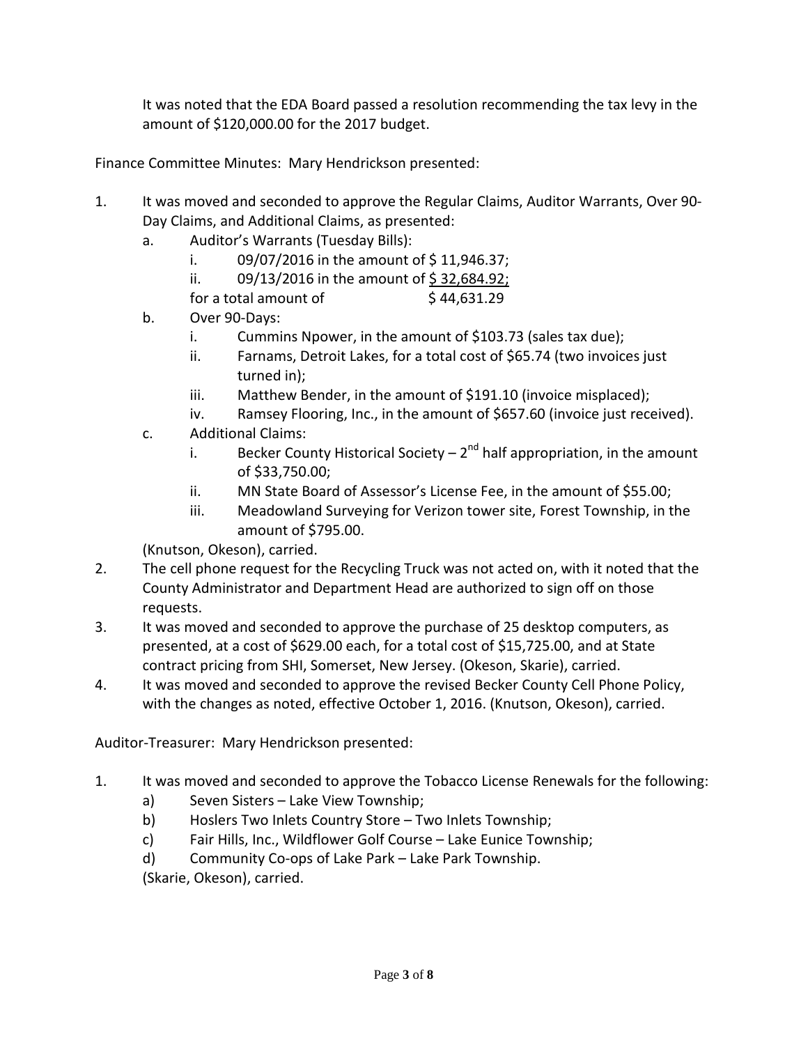It was noted that the EDA Board passed a resolution recommending the tax levy in the amount of $120,000.00 for the 2017 budget.

Finance Committee Minutes: Mary Hendrickson presented:

1. It was moved and seconded to approve the Regular Claims, Auditor Warrants, Over 90-Day Claims, and Additional Claims, as presented:
   a. Auditor's Warrants (Tuesday Bills):
      i. 09/07/2016 in the amount of $ 11,946.37;
      ii. 09/13/2016 in the amount of <u>$ 32,684.92;</u>
      for a total amount of $ 44,631.29
   b. Over 90-Days:
      i. Cummins Npower, in the amount of $103.73 (sales tax due);
      ii. Farnams, Detroit Lakes, for a total cost of $65.74 (two invoices just turned in);
      iii. Matthew Bender, in the amount of $191.10 (invoice misplaced);
      iv. Ramsey Flooring, Inc., in the amount of $657.60 (invoice just received).
   c. Additional Claims:
      i. Becker County Historical Society – 2nd half appropriation, in the amount of $33,750.00;
      ii. MN State Board of Assessor's License Fee, in the amount of $55.00;
      iii. Meadowland Surveying for Verizon tower site, Forest Township, in the amount of $795.00.

   (Knutson, Okeson), carried.
2. The cell phone request for the Recycling Truck was not acted on, with it noted that the County Administrator and Department Head are authorized to sign off on those requests.
3. It was moved and seconded to approve the purchase of 25 desktop computers, as presented, at a cost of $629.00 each, for a total cost of $15,725.00, and at State contract pricing from SHI, Somerset, New Jersey. (Okeson, Skarie), carried.
4. It was moved and seconded to approve the revised Becker County Cell Phone Policy, with the changes as noted, effective October 1, 2016. (Knutson, Okeson), carried.

Auditor-Treasurer: Mary Hendrickson presented:

1. It was moved and seconded to approve the Tobacco License Renewals for the following:
   a) Seven Sisters – Lake View Township;
   b) Hoslers Two Inlets Country Store – Two Inlets Township;
   c) Fair Hills, Inc., Wildflower Golf Course – Lake Eunice Township;
   d) Community Co-ops of Lake Park – Lake Park Township.

   (Skarie, Okeson), carried.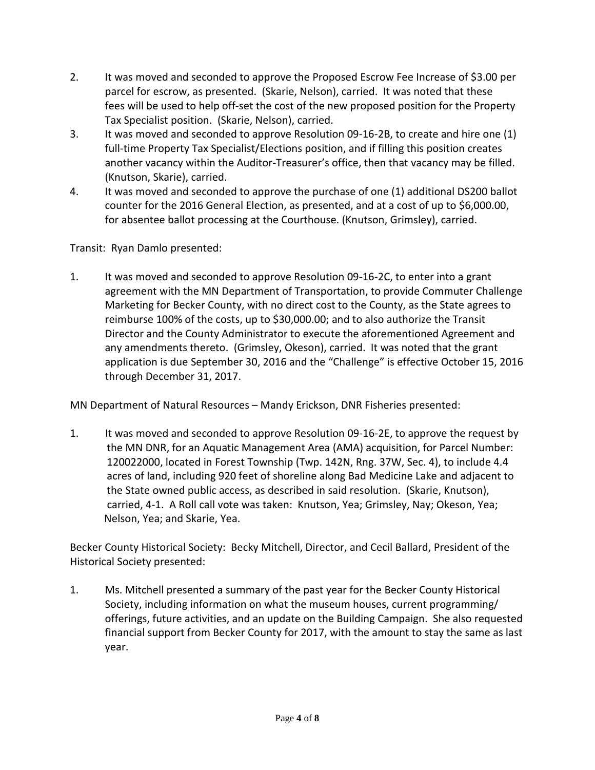2. It was moved and seconded to approve the Proposed Escrow Fee Increase of $3.00 per parcel for escrow, as presented. (Skarie, Nelson), carried. It was noted that these fees will be used to help off-set the cost of the new proposed position for the Property Tax Specialist position. (Skarie, Nelson), carried.
3. It was moved and seconded to approve Resolution 09-16-2B, to create and hire one (1) full-time Property Tax Specialist/Elections position, and if filling this position creates another vacancy within the Auditor-Treasurer's office, then that vacancy may be filled. (Knutson, Skarie), carried.
4. It was moved and seconded to approve the purchase of one (1) additional DS200 ballot counter for the 2016 General Election, as presented, and at a cost of up to $6,000.00, for absentee ballot processing at the Courthouse. (Knutson, Grimsley), carried.

Transit: Ryan Damlo presented:

1. It was moved and seconded to approve Resolution 09-16-2C, to enter into a grant agreement with the MN Department of Transportation, to provide Commuter Challenge Marketing for Becker County, with no direct cost to the County, as the State agrees to reimburse 100% of the costs, up to $30,000.00; and to also authorize the Transit Director and the County Administrator to execute the aforementioned Agreement and any amendments thereto. (Grimsley, Okeson), carried. It was noted that the grant application is due September 30, 2016 and the "Challenge" is effective October 15, 2016 through December 31, 2017.

MN Department of Natural Resources – Mandy Erickson, DNR Fisheries presented:

1. It was moved and seconded to approve Resolution 09-16-2E, to approve the request by the MN DNR, for an Aquatic Management Area (AMA) acquisition, for Parcel Number: 120022000, located in Forest Township (Twp. 142N, Rng. 37W, Sec. 4), to include 4.4 acres of land, including 920 feet of shoreline along Bad Medicine Lake and adjacent to the State owned public access, as described in said resolution. (Skarie, Knutson), carried, 4-1. A Roll call vote was taken: Knutson, Yea; Grimsley, Nay; Okeson, Yea; Nelson, Yea; and Skarie, Yea.

Becker County Historical Society: Becky Mitchell, Director, and Cecil Ballard, President of the Historical Society presented:

1. Ms. Mitchell presented a summary of the past year for the Becker County Historical Society, including information on what the museum houses, current programming/ offerings, future activities, and an update on the Building Campaign. She also requested financial support from Becker County for 2017, with the amount to stay the same as last year.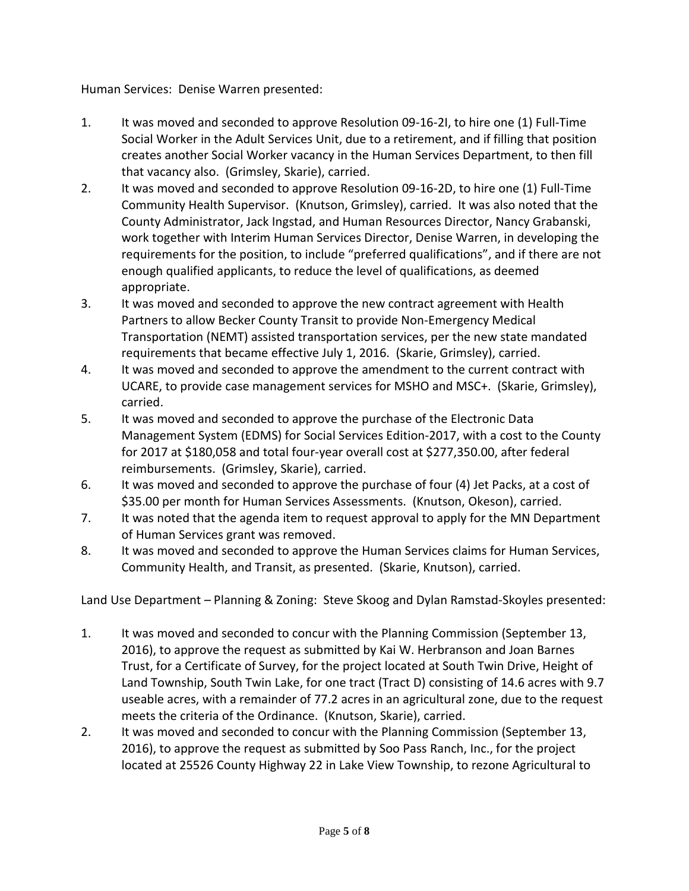Human Services: Denise Warren presented:

1. It was moved and seconded to approve Resolution 09-16-2I, to hire one (1) Full-Time Social Worker in the Adult Services Unit, due to a retirement, and if filling that position creates another Social Worker vacancy in the Human Services Department, to then fill that vacancy also. (Grimsley, Skarie), carried.
2. It was moved and seconded to approve Resolution 09-16-2D, to hire one (1) Full-Time Community Health Supervisor. (Knutson, Grimsley), carried. It was also noted that the County Administrator, Jack Ingstad, and Human Resources Director, Nancy Grabanski, work together with Interim Human Services Director, Denise Warren, in developing the requirements for the position, to include "preferred qualifications", and if there are not enough qualified applicants, to reduce the level of qualifications, as deemed appropriate.
3. It was moved and seconded to approve the new contract agreement with Health Partners to allow Becker County Transit to provide Non-Emergency Medical Transportation (NEMT) assisted transportation services, per the new state mandated requirements that became effective July 1, 2016. (Skarie, Grimsley), carried.
4. It was moved and seconded to approve the amendment to the current contract with UCARE, to provide case management services for MSHO and MSC+. (Skarie, Grimsley), carried.
5. It was moved and seconded to approve the purchase of the Electronic Data Management System (EDMS) for Social Services Edition-2017, with a cost to the County for 2017 at $180,058 and total four-year overall cost at $277,350.00, after federal reimbursements. (Grimsley, Skarie), carried.
6. It was moved and seconded to approve the purchase of four (4) Jet Packs, at a cost of $35.00 per month for Human Services Assessments. (Knutson, Okeson), carried.
7. It was noted that the agenda item to request approval to apply for the MN Department of Human Services grant was removed.
8. It was moved and seconded to approve the Human Services claims for Human Services, Community Health, and Transit, as presented. (Skarie, Knutson), carried.

Land Use Department – Planning & Zoning: Steve Skoog and Dylan Ramstad-Skoyles presented:

1. It was moved and seconded to concur with the Planning Commission (September 13, 2016), to approve the request as submitted by Kai W. Herbranson and Joan Barnes Trust, for a Certificate of Survey, for the project located at South Twin Drive, Height of Land Township, South Twin Lake, for one tract (Tract D) consisting of 14.6 acres with 9.7 useable acres, with a remainder of 77.2 acres in an agricultural zone, due to the request meets the criteria of the Ordinance. (Knutson, Skarie), carried.
2. It was moved and seconded to concur with the Planning Commission (September 13, 2016), to approve the request as submitted by Soo Pass Ranch, Inc., for the project located at 25526 County Highway 22 in Lake View Township, to rezone Agricultural to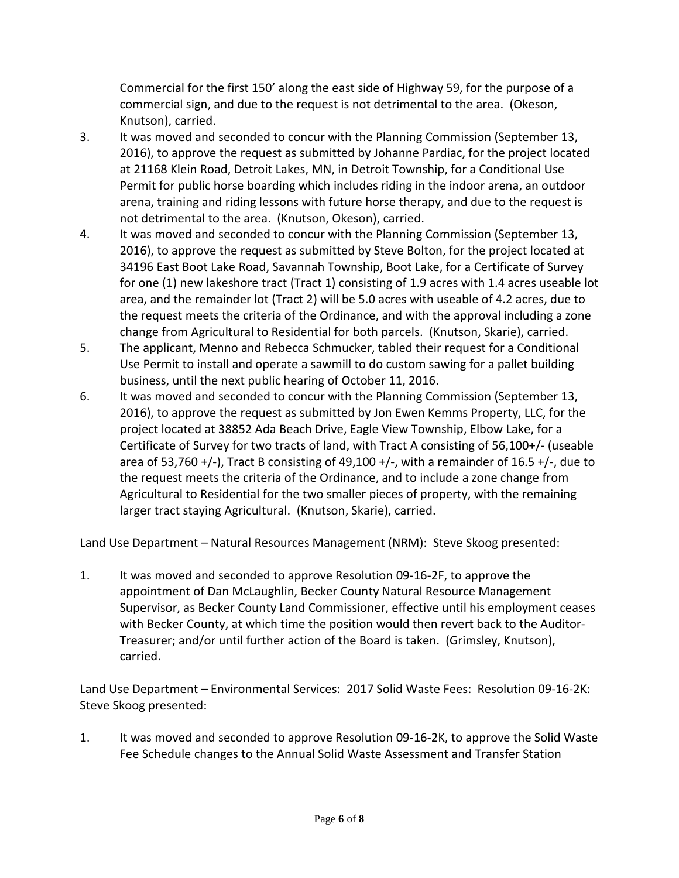Commercial for the first 150' along the east side of Highway 59, for the purpose of a commercial sign, and due to the request is not detrimental to the area. (Okeson, Knutson), carried.

3. It was moved and seconded to concur with the Planning Commission (September 13, 2016), to approve the request as submitted by Johanne Pardiac, for the project located at 21168 Klein Road, Detroit Lakes, MN, in Detroit Township, for a Conditional Use Permit for public horse boarding which includes riding in the indoor arena, an outdoor arena, training and riding lessons with future horse therapy, and due to the request is not detrimental to the area. (Knutson, Okeson), carried.
4. It was moved and seconded to concur with the Planning Commission (September 13, 2016), to approve the request as submitted by Steve Bolton, for the project located at 34196 East Boot Lake Road, Savannah Township, Boot Lake, for a Certificate of Survey for one (1) new lakeshore tract (Tract 1) consisting of 1.9 acres with 1.4 acres useable lot area, and the remainder lot (Tract 2) will be 5.0 acres with useable of 4.2 acres, due to the request meets the criteria of the Ordinance, and with the approval including a zone change from Agricultural to Residential for both parcels. (Knutson, Skarie), carried.
5. The applicant, Menno and Rebecca Schmucker, tabled their request for a Conditional Use Permit to install and operate a sawmill to do custom sawing for a pallet building business, until the next public hearing of October 11, 2016.
6. It was moved and seconded to concur with the Planning Commission (September 13, 2016), to approve the request as submitted by Jon Ewen Kemms Property, LLC, for the project located at 38852 Ada Beach Drive, Eagle View Township, Elbow Lake, for a Certificate of Survey for two tracts of land, with Tract A consisting of 56,100+/- (useable area of 53,760 +/-), Tract B consisting of 49,100 +/-, with a remainder of 16.5 +/-, due to the request meets the criteria of the Ordinance, and to include a zone change from Agricultural to Residential for the two smaller pieces of property, with the remaining larger tract staying Agricultural. (Knutson, Skarie), carried.

Land Use Department – Natural Resources Management (NRM): Steve Skoog presented:

1. It was moved and seconded to approve Resolution 09-16-2F, to approve the appointment of Dan McLaughlin, Becker County Natural Resource Management Supervisor, as Becker County Land Commissioner, effective until his employment ceases with Becker County, at which time the position would then revert back to the Auditor-Treasurer; and/or until further action of the Board is taken. (Grimsley, Knutson), carried.

Land Use Department – Environmental Services: 2017 Solid Waste Fees: Resolution 09-16-2K: Steve Skoog presented:

1. It was moved and seconded to approve Resolution 09-16-2K, to approve the Solid Waste Fee Schedule changes to the Annual Solid Waste Assessment and Transfer Station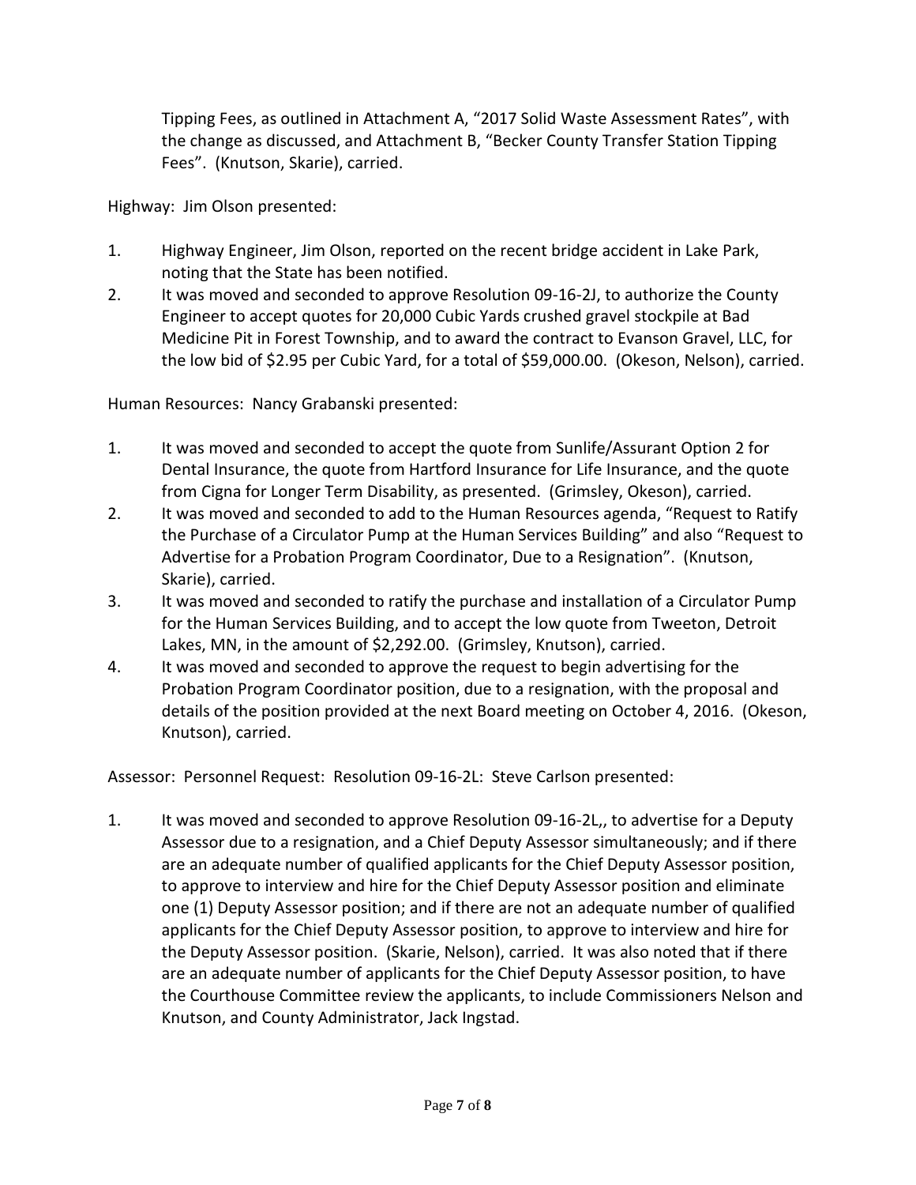Tipping Fees, as outlined in Attachment A, "2017 Solid Waste Assessment Rates", with the change as discussed, and Attachment B, "Becker County Transfer Station Tipping Fees". (Knutson, Skarie), carried.

Highway: Jim Olson presented:

1. Highway Engineer, Jim Olson, reported on the recent bridge accident in Lake Park, noting that the State has been notified.
2. It was moved and seconded to approve Resolution 09-16-2J, to authorize the County Engineer to accept quotes for 20,000 Cubic Yards crushed gravel stockpile at Bad Medicine Pit in Forest Township, and to award the contract to Evanson Gravel, LLC, for the low bid of $2.95 per Cubic Yard, for a total of $59,000.00. (Okeson, Nelson), carried.

Human Resources: Nancy Grabanski presented:

1. It was moved and seconded to accept the quote from Sunlife/Assurant Option 2 for Dental Insurance, the quote from Hartford Insurance for Life Insurance, and the quote from Cigna for Longer Term Disability, as presented. (Grimsley, Okeson), carried.
2. It was moved and seconded to add to the Human Resources agenda, "Request to Ratify the Purchase of a Circulator Pump at the Human Services Building" and also "Request to Advertise for a Probation Program Coordinator, Due to a Resignation". (Knutson, Skarie), carried.
3. It was moved and seconded to ratify the purchase and installation of a Circulator Pump for the Human Services Building, and to accept the low quote from Tweeton, Detroit Lakes, MN, in the amount of $2,292.00. (Grimsley, Knutson), carried.
4. It was moved and seconded to approve the request to begin advertising for the Probation Program Coordinator position, due to a resignation, with the proposal and details of the position provided at the next Board meeting on October 4, 2016. (Okeson, Knutson), carried.

Assessor: Personnel Request: Resolution 09-16-2L: Steve Carlson presented:

1. It was moved and seconded to approve Resolution 09-16-2L,, to advertise for a Deputy Assessor due to a resignation, and a Chief Deputy Assessor simultaneously; and if there are an adequate number of qualified applicants for the Chief Deputy Assessor position, to approve to interview and hire for the Chief Deputy Assessor position and eliminate one (1) Deputy Assessor position; and if there are not an adequate number of qualified applicants for the Chief Deputy Assessor position, to approve to interview and hire for the Deputy Assessor position. (Skarie, Nelson), carried. It was also noted that if there are an adequate number of applicants for the Chief Deputy Assessor position, to have the Courthouse Committee review the applicants, to include Commissioners Nelson and Knutson, and County Administrator, Jack Ingstad.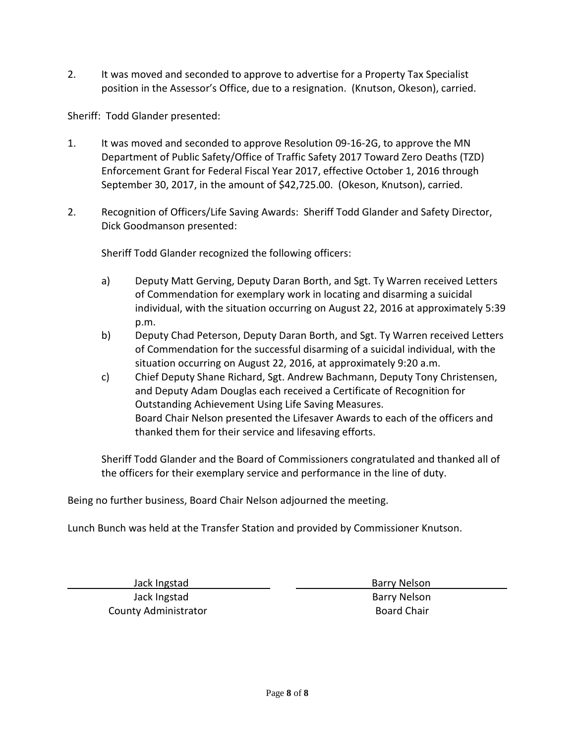2. It was moved and seconded to approve to advertise for a Property Tax Specialist position in the Assessor's Office, due to a resignation. (Knutson, Okeson), carried.

Sheriff: Todd Glander presented:

1. It was moved and seconded to approve Resolution 09-16-2G, to approve the MN Department of Public Safety/Office of Traffic Safety 2017 Toward Zero Deaths (TZD) Enforcement Grant for Federal Fiscal Year 2017, effective October 1, 2016 through September 30, 2017, in the amount of $42,725.00. (Okeson, Knutson), carried.

2. Recognition of Officers/Life Saving Awards: Sheriff Todd Glander and Safety Director, Dick Goodmanson presented:

   Sheriff Todd Glander recognized the following officers:

   a) Deputy Matt Gerving, Deputy Daran Borth, and Sgt. Ty Warren received Letters of Commendation for exemplary work in locating and disarming a suicidal individual, with the situation occurring on August 22, 2016 at approximately 5:39 p.m.
   b) Deputy Chad Peterson, Deputy Daran Borth, and Sgt. Ty Warren received Letters of Commendation for the successful disarming of a suicidal individual, with the situation occurring on August 22, 2016, at approximately 9:20 a.m.
   c) Chief Deputy Shane Richard, Sgt. Andrew Bachmann, Deputy Tony Christensen, and Deputy Adam Douglas each received a Certificate of Recognition for Outstanding Achievement Using Life Saving Measures.
      Board Chair Nelson presented the Lifesaver Awards to each of the officers and thanked them for their service and lifesaving efforts.

   Sheriff Todd Glander and the Board of Commissioners congratulated and thanked all of the officers for their exemplary service and performance in the line of duty.

Being no further business, Board Chair Nelson adjourned the meeting.

Lunch Bunch was held at the Transfer Station and provided by Commissioner Knutson.

Jack Ingstad
Jack Ingstad
County Administrator

Barry Nelson
Barry Nelson
Board Chair